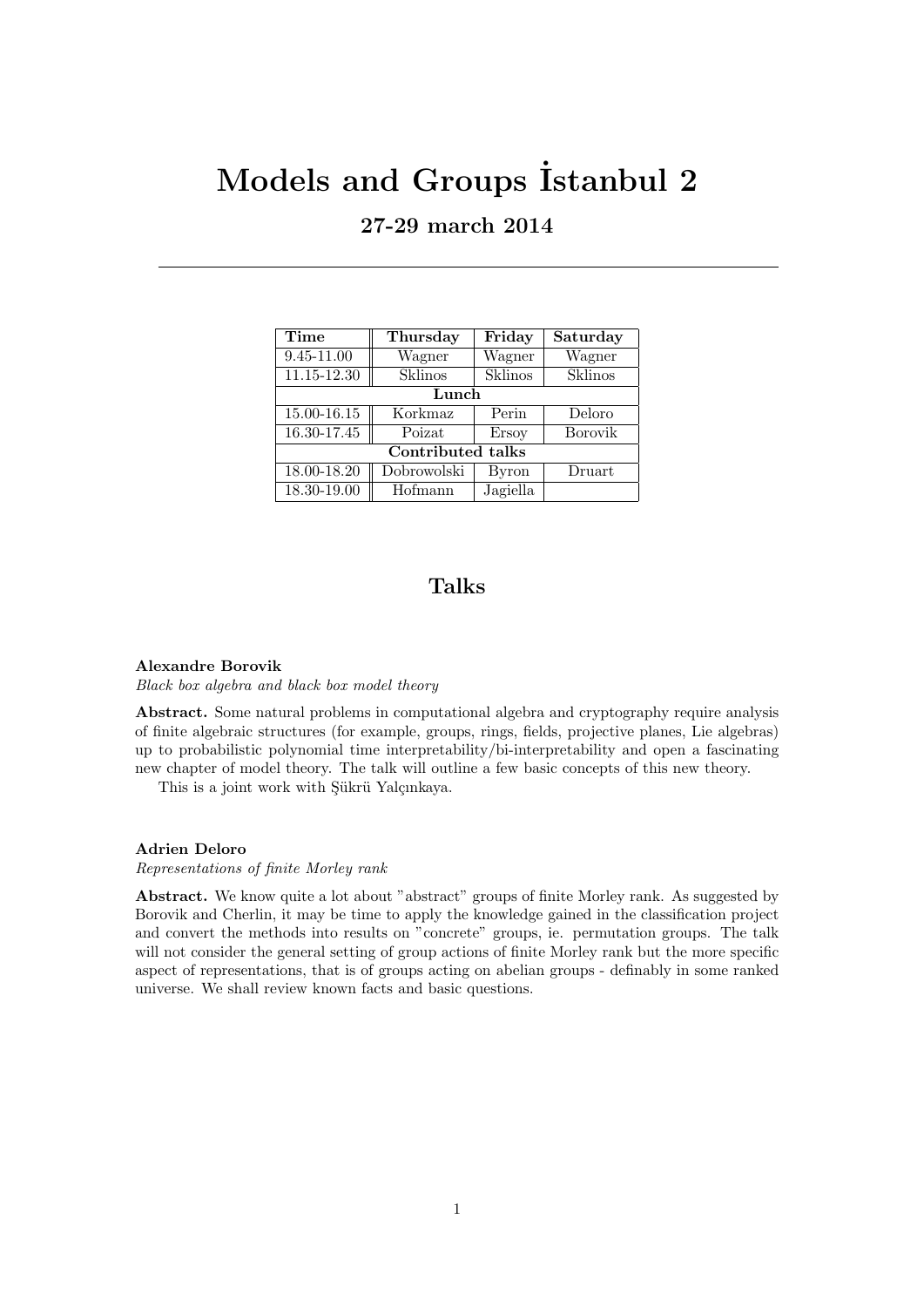# Models and Groups İstanbul 2

## 27-29 march 2014

| Time | Thursday | Friday | Saturday |
|---|---|---|---|
| 9.45-11.00 | Wagner | Wagner | Wagner |
| 11.15-12.30 | Sklinos | Sklinos | Sklinos |
| **Lunch** | | | |
| 15.00-16.15 | Korkmaz | Perin | Deloro |
| 16.30-17.45 | Poizat | Ersoy | Borovik |
| **Contributed talks** | | | |
| 18.00-18.20 | Dobrowolski | Byron | Druart |
| 18.30-19.00 | Hofmann | Jagiella | |

## Talks

**Alexandre Borovik**

*Black box algebra and black box model theory*

**Abstract.** Some natural problems in computational algebra and cryptography require analysis of finite algebraic structures (for example, groups, rings, fields, projective planes, Lie algebras) up to probabilistic polynomial time interpretability/bi-interpretability and open a fascinating new chapter of model theory. The talk will outline a few basic concepts of this new theory.

This is a joint work with Şükrü Yalçınkaya.

**Adrien Deloro**

*Representations of finite Morley rank*

**Abstract.** We know quite a lot about "abstract" groups of finite Morley rank. As suggested by Borovik and Cherlin, it may be time to apply the knowledge gained in the classification project and convert the methods into results on "concrete" groups, ie. permutation groups. The talk will not consider the general setting of group actions of finite Morley rank but the more specific aspect of representations, that is of groups acting on abelian groups - definably in some ranked universe. We shall review known facts and basic questions.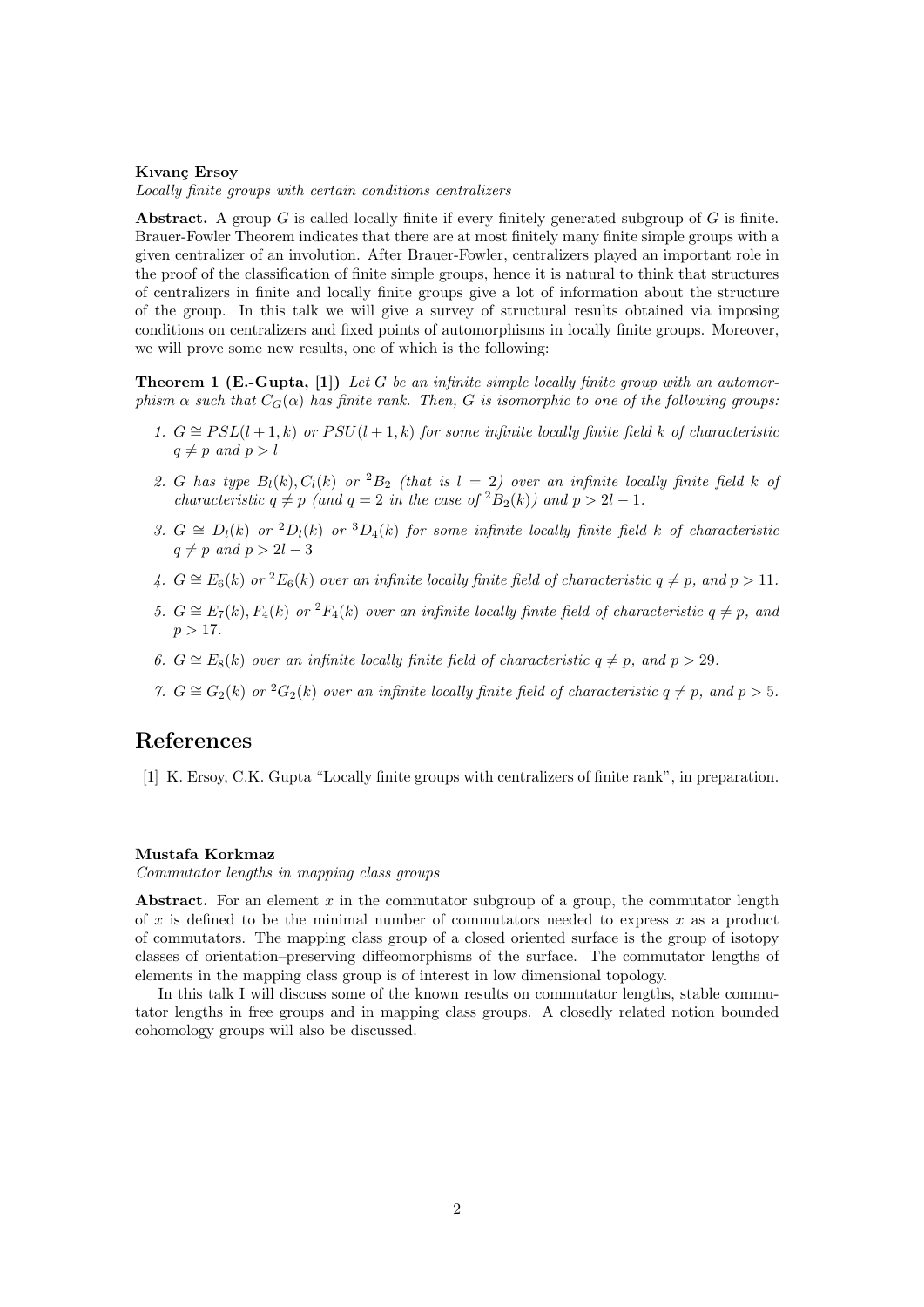**Kıvanç Ersoy**

*Locally finite groups with certain conditions centralizers*

**Abstract.** A group $G$ is called locally finite if every finitely generated subgroup of $G$ is finite. Brauer-Fowler Theorem indicates that there are at most finitely many finite simple groups with a given centralizer of an involution. After Brauer-Fowler, centralizers played an important role in the proof of the classification of finite simple groups, hence it is natural to think that structures of centralizers in finite and locally finite groups give a lot of information about the structure of the group. In this talk we will give a survey of structural results obtained via imposing conditions on centralizers and fixed points of automorphisms in locally finite groups. Moreover, we will prove some new results, one of which is the following:

**Theorem 1 (E.-Gupta, [1])** *Let $G$ be an infinite simple locally finite group with an automorphism $\alpha$ such that $C_G(\alpha)$ has finite rank. Then, $G$ is isomorphic to one of the following groups:*

1. *$G \cong PSL(l+1,k)$ or $PSU(l+1,k)$ for some infinite locally finite field $k$ of characteristic $q \neq p$ and $p > l$*
2. *$G$ has type $B_l(k), C_l(k)$ or ${}^2B_2$ (that is $l = 2$) over an infinite locally finite field $k$ of characteristic $q \neq p$ (and $q = 2$ in the case of ${}^2B_2(k)$) and $p > 2l - 1$.*
3. *$G \cong D_l(k)$ or ${}^2D_l(k)$ or ${}^3D_4(k)$ for some infinite locally finite field $k$ of characteristic $q \neq p$ and $p > 2l - 3$*
4. *$G \cong E_6(k)$ or ${}^2E_6(k)$ over an infinite locally finite field of characteristic $q \neq p$, and $p > 11$.*
5. *$G \cong E_7(k), F_4(k)$ or ${}^2F_4(k)$ over an infinite locally finite field of characteristic $q \neq p$, and $p > 17$.*
6. *$G \cong E_8(k)$ over an infinite locally finite field of characteristic $q \neq p$, and $p > 29$.*
7. *$G \cong G_2(k)$ or ${}^2G_2(k)$ over an infinite locally finite field of characteristic $q \neq p$, and $p > 5$.*

## References

[1] K. Ersoy, C.K. Gupta "Locally finite groups with centralizers of finite rank", in preparation.

**Mustafa Korkmaz**

*Commutator lengths in mapping class groups*

**Abstract.** For an element $x$ in the commutator subgroup of a group, the commutator length of $x$ is defined to be the minimal number of commutators needed to express $x$ as a product of commutators. The mapping class group of a closed oriented surface is the group of isotopy classes of orientation–preserving diffeomorphisms of the surface. The commutator lengths of elements in the mapping class group is of interest in low dimensional topology.

In this talk I will discuss some of the known results on commutator lengths, stable commutator lengths in free groups and in mapping class groups. A closedly related notion bounded cohomology groups will also be discussed.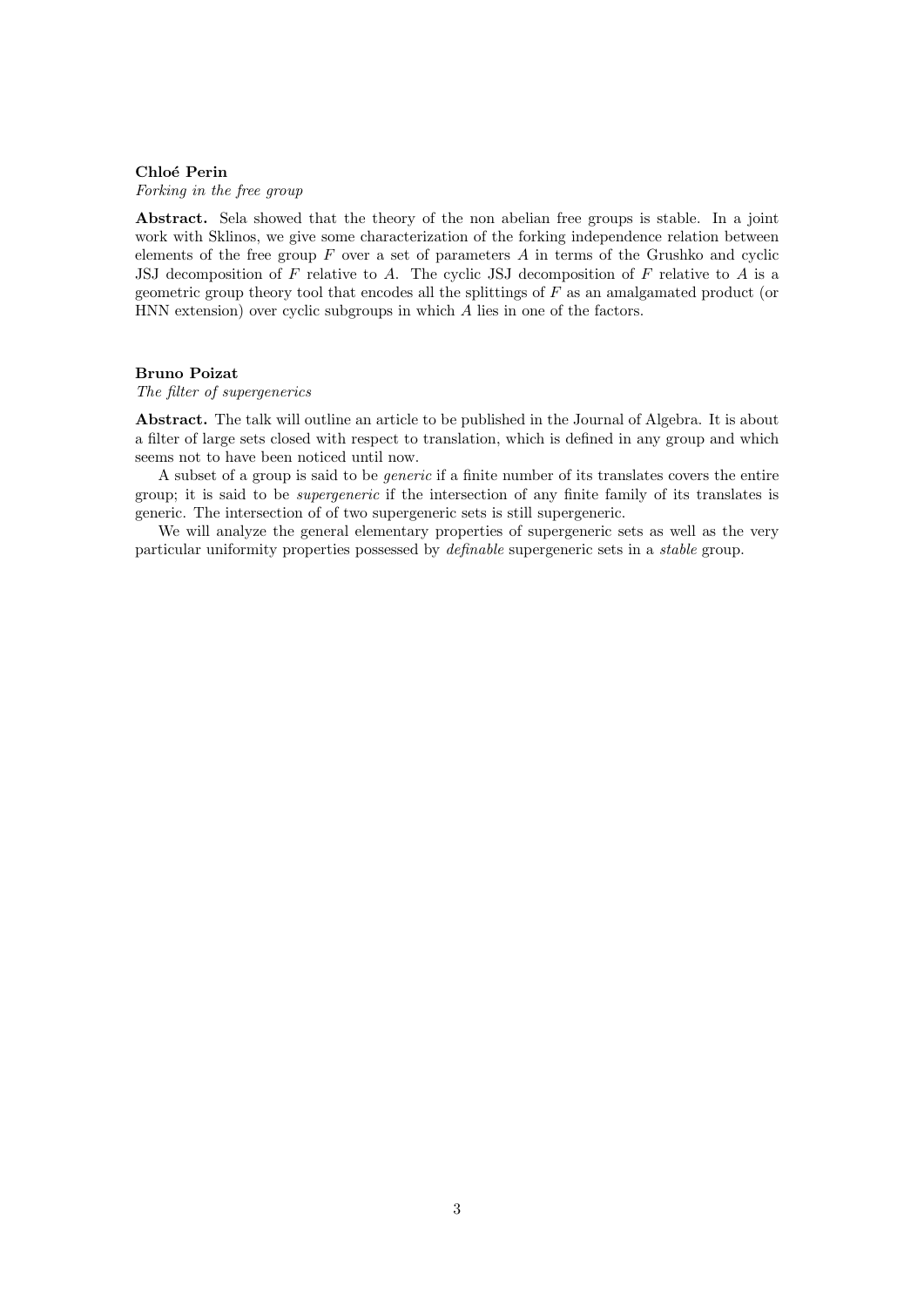**Chloé Perin**
*Forking in the free group*

**Abstract.** Sela showed that the theory of the non abelian free groups is stable. In a joint work with Sklinos, we give some characterization of the forking independence relation between elements of the free group $F$ over a set of parameters $A$ in terms of the Grushko and cyclic JSJ decomposition of $F$ relative to $A$. The cyclic JSJ decomposition of $F$ relative to $A$ is a geometric group theory tool that encodes all the splittings of $F$ as an amalgamated product (or HNN extension) over cyclic subgroups in which $A$ lies in one of the factors.

**Bruno Poizat**
*The filter of supergenerics*

**Abstract.** The talk will outline an article to be published in the Journal of Algebra. It is about a filter of large sets closed with respect to translation, which is defined in any group and which seems not to have been noticed until now.

A subset of a group is said to be *generic* if a finite number of its translates covers the entire group; it is said to be *supergeneric* if the intersection of any finite family of its translates is generic. The intersection of of two supergeneric sets is still supergeneric.

We will analyze the general elementary properties of supergeneric sets as well as the very particular uniformity properties possessed by *definable* supergeneric sets in a *stable* group.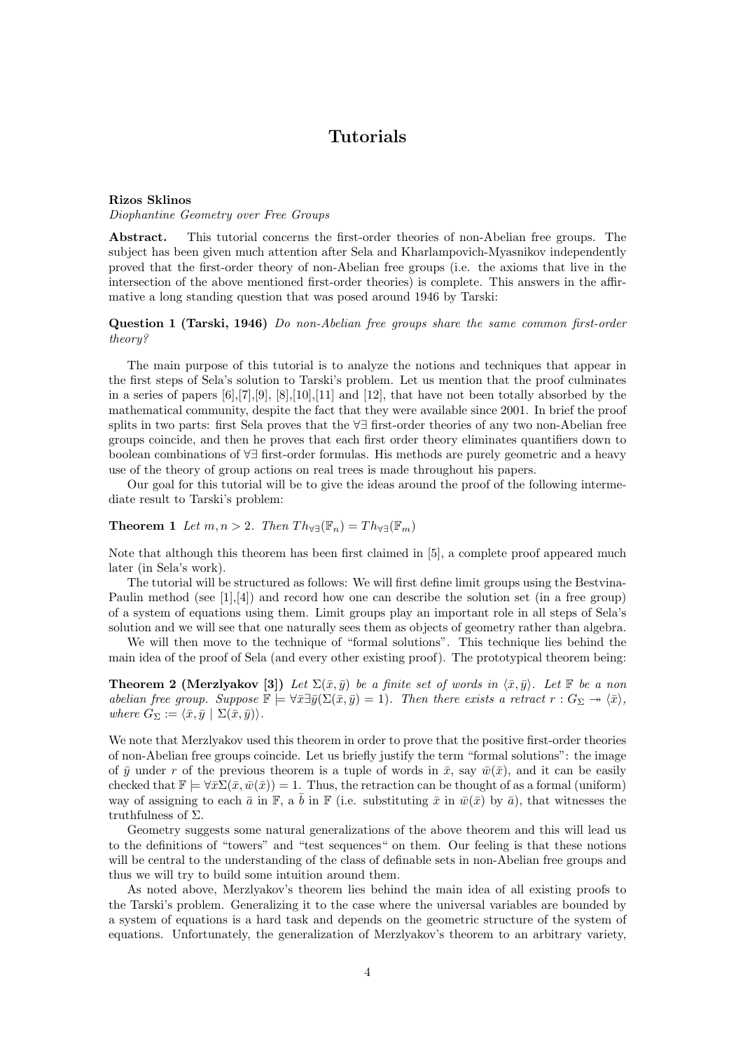# Tutorials

**Rizos Sklinos**

*Diophantine Geometry over Free Groups*

**Abstract.** This tutorial concerns the first-order theories of non-Abelian free groups. The subject has been given much attention after Sela and Kharlampovich-Myasnikov independently proved that the first-order theory of non-Abelian free groups (i.e. the axioms that live in the intersection of the above mentioned first-order theories) is complete. This answers in the affirmative a long standing question that was posed around 1946 by Tarski:

**Question 1 (Tarski, 1946)** *Do non-Abelian free groups share the same common first-order theory?*

The main purpose of this tutorial is to analyze the notions and techniques that appear in the first steps of Sela's solution to Tarski's problem. Let us mention that the proof culminates in a series of papers [6],[7],[9], [8],[10],[11] and [12], that have not been totally absorbed by the mathematical community, despite the fact that they were available since 2001. In brief the proof splits in two parts: first Sela proves that the $\forall\exists$ first-order theories of any two non-Abelian free groups coincide, and then he proves that each first order theory eliminates quantifiers down to boolean combinations of $\forall\exists$ first-order formulas. His methods are purely geometric and a heavy use of the theory of group actions on real trees is made throughout his papers.

Our goal for this tutorial will be to give the ideas around the proof of the following intermediate result to Tarski's problem:

**Theorem 1** *Let $m, n > 2$. Then $Th_{\forall\exists}(\mathbb{F}_n) = Th_{\forall\exists}(\mathbb{F}_m)$*

Note that although this theorem has been first claimed in [5], a complete proof appeared much later (in Sela's work).

The tutorial will be structured as follows: We will first define limit groups using the Bestvina-Paulin method (see [1],[4]) and record how one can describe the solution set (in a free group) of a system of equations using them. Limit groups play an important role in all steps of Sela's solution and we will see that one naturally sees them as objects of geometry rather than algebra.

We will then move to the technique of "formal solutions". This technique lies behind the main idea of the proof of Sela (and every other existing proof). The prototypical theorem being:

**Theorem 2 (Merzlyakov [3])** *Let $\Sigma(\bar{x}, \bar{y})$ be a finite set of words in $\langle \bar{x}, \bar{y} \rangle$. Let $\mathbb{F}$ be a non abelian free group. Suppose $\mathbb{F} \models \forall\bar{x}\exists\bar{y}(\Sigma(\bar{x}, \bar{y}) = 1)$. Then there exists a retract $r : G_\Sigma \twoheadrightarrow \langle \bar{x} \rangle$, where $G_\Sigma := \langle \bar{x}, \bar{y} \mid \Sigma(\bar{x}, \bar{y}) \rangle$.*

We note that Merzlyakov used this theorem in order to prove that the positive first-order theories of non-Abelian free groups coincide. Let us briefly justify the term "formal solutions": the image of $\bar{y}$ under $r$ of the previous theorem is a tuple of words in $\bar{x}$, say $\bar{w}(\bar{x})$, and it can be easily checked that $\mathbb{F} \models \forall\bar{x}\Sigma(\bar{x}, \bar{w}(\bar{x})) = 1$. Thus, the retraction can be thought of as a formal (uniform) way of assigning to each $\bar{a}$ in $\mathbb{F}$, a $\bar{b}$ in $\mathbb{F}$ (i.e. substituting $\bar{x}$ in $\bar{w}(\bar{x})$ by $\bar{a}$), that witnesses the truthfulness of $\Sigma$.

Geometry suggests some natural generalizations of the above theorem and this will lead us to the definitions of "towers" and "test sequences" on them. Our feeling is that these notions will be central to the understanding of the class of definable sets in non-Abelian free groups and thus we will try to build some intuition around them.

As noted above, Merzlyakov's theorem lies behind the main idea of all existing proofs to the Tarski's problem. Generalizing it to the case where the universal variables are bounded by a system of equations is a hard task and depends on the geometric structure of the system of equations. Unfortunately, the generalization of Merzlyakov's theorem to an arbitrary variety,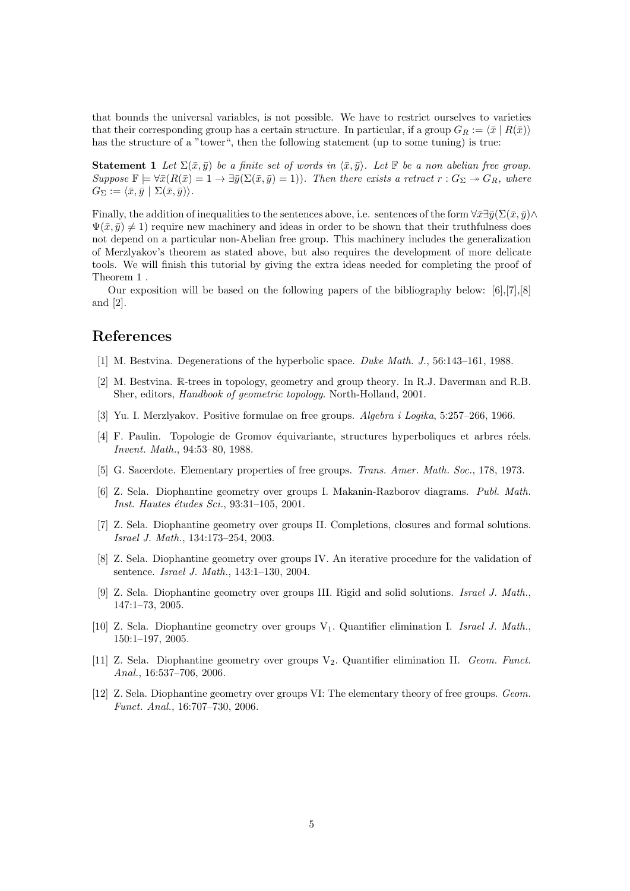that bounds the universal variables, is not possible. We have to restrict ourselves to varieties that their corresponding group has a certain structure. In particular, if a group $G_R := \langle \bar{x} \mid R(\bar{x}) \rangle$ has the structure of a "tower", then the following statement (up to some tuning) is true:

**Statement 1** *Let $\Sigma(\bar{x}, \bar{y})$ be a finite set of words in $\langle \bar{x}, \bar{y} \rangle$. Let $\mathbb{F}$ be a non abelian free group. Suppose $\mathbb{F} \models \forall \bar{x}(R(\bar{x}) = 1 \rightarrow \exists \bar{y}(\Sigma(\bar{x}, \bar{y}) = 1))$. Then there exists a retract $r : G_\Sigma \twoheadrightarrow G_R$, where $G_\Sigma := \langle \bar{x}, \bar{y} \mid \Sigma(\bar{x}, \bar{y}) \rangle$.*

Finally, the addition of inequalities to the sentences above, i.e. sentences of the form $\forall \bar{x} \exists \bar{y}(\Sigma(\bar{x}, \bar{y}) \wedge \Psi(\bar{x}, \bar{y}) \neq 1)$ require new machinery and ideas in order to be shown that their truthfulness does not depend on a particular non-Abelian free group. This machinery includes the generalization of Merzlyakov's theorem as stated above, but also requires the development of more delicate tools. We will finish this tutorial by giving the extra ideas needed for completing the proof of Theorem 1 .

Our exposition will be based on the following papers of the bibliography below: [6],[7],[8] and [2].

# References

[1] M. Bestvina. Degenerations of the hyperbolic space. *Duke Math. J.*, 56:143–161, 1988.

[2] M. Bestvina. $\mathbb{R}$-trees in topology, geometry and group theory. In R.J. Daverman and R.B. Sher, editors, *Handbook of geometric topology*. North-Holland, 2001.

[3] Yu. I. Merzlyakov. Positive formulae on free groups. *Algebra i Logika*, 5:257–266, 1966.

[4] F. Paulin. Topologie de Gromov équivariante, structures hyperboliques et arbres réels. *Invent. Math.*, 94:53–80, 1988.

[5] G. Sacerdote. Elementary properties of free groups. *Trans. Amer. Math. Soc.*, 178, 1973.

[6] Z. Sela. Diophantine geometry over groups I. Makanin-Razborov diagrams. *Publ. Math. Inst. Hautes études Sci.*, 93:31–105, 2001.

[7] Z. Sela. Diophantine geometry over groups II. Completions, closures and formal solutions. *Israel J. Math.*, 134:173–254, 2003.

[8] Z. Sela. Diophantine geometry over groups IV. An iterative procedure for the validation of sentence. *Israel J. Math.*, 143:1–130, 2004.

[9] Z. Sela. Diophantine geometry over groups III. Rigid and solid solutions. *Israel J. Math.*, 147:1–73, 2005.

[10] Z. Sela. Diophantine geometry over groups $\text{V}_1$. Quantifier elimination I. *Israel J. Math.*, 150:1–197, 2005.

[11] Z. Sela. Diophantine geometry over groups $\text{V}_2$. Quantifier elimination II. *Geom. Funct. Anal.*, 16:537–706, 2006.

[12] Z. Sela. Diophantine geometry over groups VI: The elementary theory of free groups. *Geom. Funct. Anal.*, 16:707–730, 2006.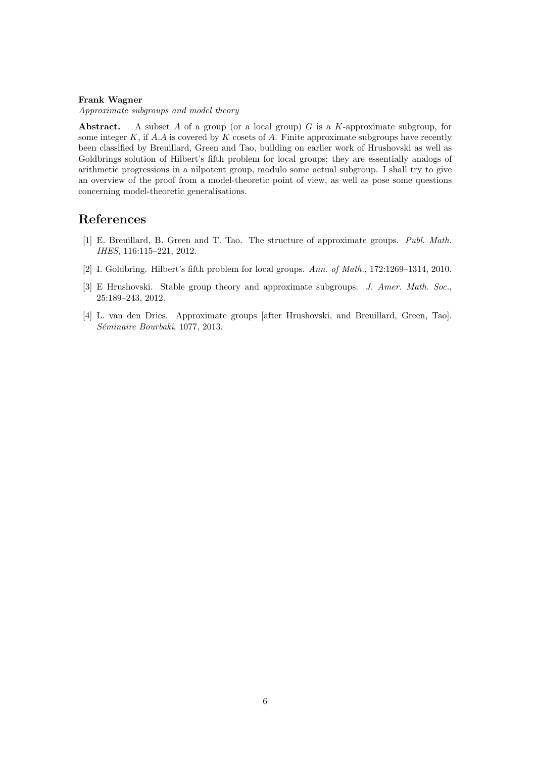**Frank Wagner**

*Approximate subgroups and model theory*

**Abstract.** A subset $A$ of a group (or a local group) $G$ is a $K$-approximate subgroup, for some integer $K$, if $A.A$ is covered by $K$ cosets of $A$. Finite approximate subgroups have recently been classified by Breuillard, Green and Tao, building on earlier work of Hrushovski as well as Goldbrings solution of Hilbert's fifth problem for local groups; they are essentially analogs of arithmetic progressions in a nilpotent group, modulo some actual subgroup. I shall try to give an overview of the proof from a model-theoretic point of view, as well as pose some questions concerning model-theoretic generalisations.

## References

[1] E. Breuillard, B. Green and T. Tao. The structure of approximate groups. *Publ. Math. IHES*, 116:115–221, 2012.

[2] I. Goldbring. Hilbert's fifth problem for local groups. *Ann. of Math.*, 172:1269–1314, 2010.

[3] E Hrushovski. Stable group theory and approximate subgroups. *J. Amer. Math. Soc.*, 25:189–243, 2012.

[4] L. van den Dries. Approximate groups [after Hrushovski, and Breuillard, Green, Tao]. *Séminaire Bourbaki*, 1077, 2013.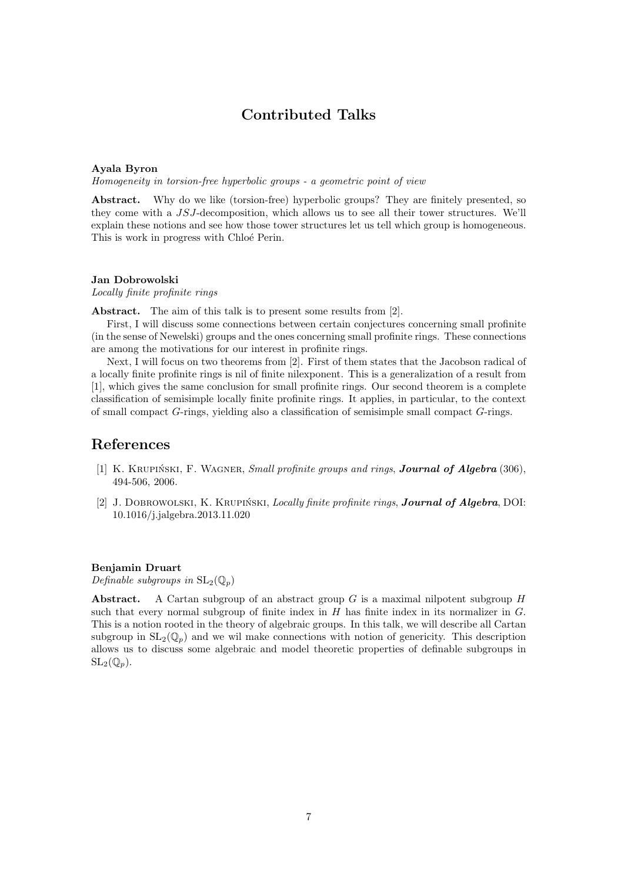# Contributed Talks

**Ayala Byron**

*Homogeneity in torsion-free hyperbolic groups - a geometric point of view*

**Abstract.** Why do we like (torsion-free) hyperbolic groups? They are finitely presented, so they come with a $JSJ$-decomposition, which allows us to see all their tower structures. We'll explain these notions and see how those tower structures let us tell which group is homogeneous. This is work in progress with Chloé Perin.

**Jan Dobrowolski**

*Locally finite profinite rings*

**Abstract.** The aim of this talk is to present some results from [2].

First, I will discuss some connections between certain conjectures concerning small profinite (in the sense of Newelski) groups and the ones concerning small profinite rings. These connections are among the motivations for our interest in profinite rings.

Next, I will focus on two theorems from [2]. First of them states that the Jacobson radical of a locally finite profinite rings is nil of finite nilexponent. This is a generalization of a result from [1], which gives the same conclusion for small profinite rings. Our second theorem is a complete classification of semisimple locally finite profinite rings. It applies, in particular, to the context of small compact $G$-rings, yielding also a classification of semisimple small compact $G$-rings.

## References

[1] K. Krupiński, F. Wagner, *Small profinite groups and rings*, ***Journal of Algebra*** (306), 494-506, 2006.

[2] J. Dobrowolski, K. Krupiński, *Locally finite profinite rings*, ***Journal of Algebra***, DOI: 10.1016/j.jalgebra.2013.11.020

**Benjamin Druart**

*Definable subgroups in* $\mathrm{SL}_2(\mathbb{Q}_p)$

**Abstract.** A Cartan subgroup of an abstract group $G$ is a maximal nilpotent subgroup $H$ such that every normal subgroup of finite index in $H$ has finite index in its normalizer in $G$. This is a notion rooted in the theory of algebraic groups. In this talk, we will describe all Cartan subgroup in $\mathrm{SL}_2(\mathbb{Q}_p)$ and we wil make connections with notion of genericity. This description allows us to discuss some algebraic and model theoretic properties of definable subgroups in $\mathrm{SL}_2(\mathbb{Q}_p)$.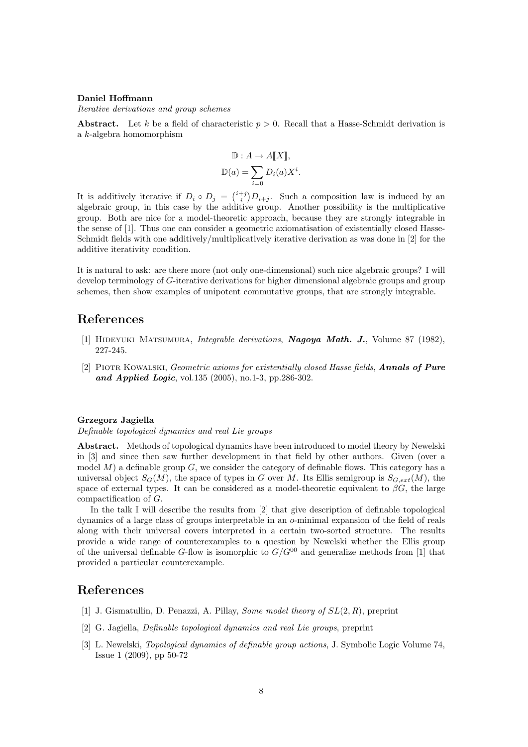**Daniel Hoffmann**

*Iterative derivations and group schemes*

**Abstract.** Let $k$ be a field of characteristic $p > 0$. Recall that a Hasse-Schmidt derivation is a $k$-algebra homomorphism

$$\mathbb{D} : A \to A[\![X]\!],$$
$$\mathbb{D}(a) = \sum_{i=0} D_i(a)X^i.$$

It is additively iterative if $D_i \circ D_j = \binom{i+j}{i} D_{i+j}$. Such a composition law is induced by an algebraic group, in this case by the additive group. Another possibility is the multiplicative group. Both are nice for a model-theoretic approach, because they are strongly integrable in the sense of [1]. Thus one can consider a geometric axiomatisation of existentially closed Hasse-Schmidt fields with one additively/multiplicatively iterative derivation as was done in [2] for the additive iterativity condition.

It is natural to ask: are there more (not only one-dimensional) such nice algebraic groups? I will develop terminology of $G$-iterative derivations for higher dimensional algebraic groups and group schemes, then show examples of unipotent commutative groups, that are strongly integrable.

## References

[1] Hideyuki Matsumura, *Integrable derivations*, ***Nagoya Math. J.***, Volume 87 (1982), 227-245.

[2] Piotr Kowalski, *Geometric axioms for existentially closed Hasse fields*, ***Annals of Pure and Applied Logic***, vol.135 (2005), no.1-3, pp.286-302.

**Grzegorz Jagiella**

*Definable topological dynamics and real Lie groups*

**Abstract.** Methods of topological dynamics have been introduced to model theory by Newelski in [3] and since then saw further development in that field by other authors. Given (over a model $M$) a definable group $G$, we consider the category of definable flows. This category has a universal object $S_G(M)$, the space of types in $G$ over $M$. Its Ellis semigroup is $S_{G,ext}(M)$, the space of external types. It can be considered as a model-theoretic equivalent to $\beta G$, the large compactification of $G$.

In the talk I will describe the results from [2] that give description of definable topological dynamics of a large class of groups interpretable in an $o$-minimal expansion of the field of reals along with their universal covers interpreted in a certain two-sorted structure. The results provide a wide range of counterexamples to a question by Newelski whether the Ellis group of the universal definable $G$-flow is isomorphic to $G/G^{00}$ and generalize methods from [1] that provided a particular counterexample.

## References

[1] J. Gismatullin, D. Penazzi, A. Pillay, *Some model theory of $SL(2,R)$*, preprint

[2] G. Jagiella, *Definable topological dynamics and real Lie groups*, preprint

[3] L. Newelski, *Topological dynamics of definable group actions*, J. Symbolic Logic Volume 74, Issue 1 (2009), pp 50-72